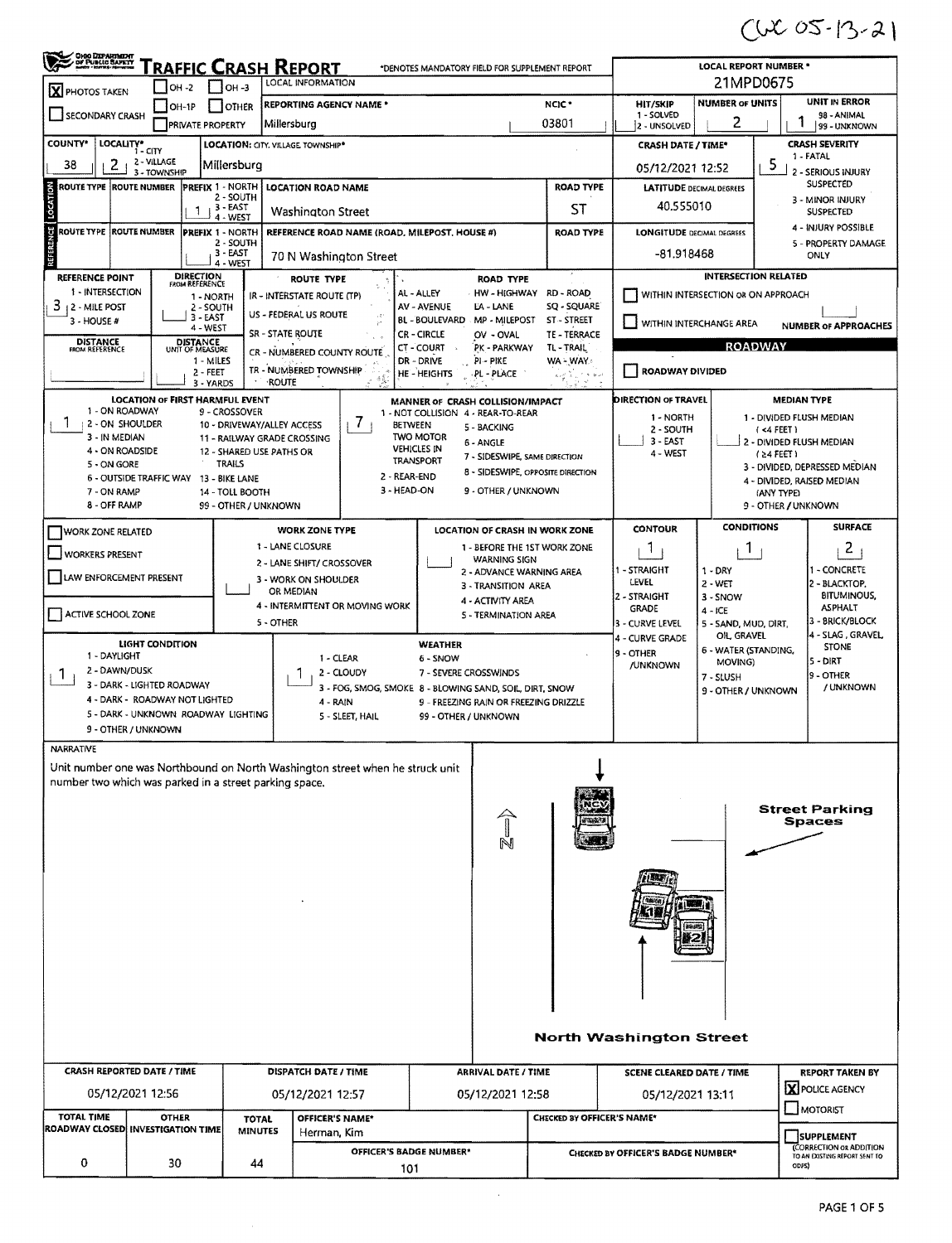CWC 05-13-21

# TRAFFIC CRASH REPORT

*DENOTES MANDATORY FIELD FOR SUPPLEMENT REPORT

LOCAL INFORMATION

| Field | Value |
|---|---|
| PHOTOS TAKEN | X |
| OH-2 / OH-3 / OH-1P / OTHER / PRIVATE PROPERTY / SECONDARY CRASH | |
| REPORTING AGENCY NAME * | Millersburg |
| NCIC * | 03801 |
| LOCAL REPORT NUMBER * | 21MPD0675 |
| HIT/SKIP (1 - SOLVED, 2 - UNSOLVED) | |
| NUMBER OF UNITS | 2 |
| UNIT IN ERROR (98 - ANIMAL, 99 - UNKNOWN) | 1 |
| COUNTY* | 38 |
| LOCALITY* (1 - CITY, 2 - VILLAGE, 3 - TOWNSHIP) | 2 |
| LOCATION: CITY, VILLAGE, TOWNSHIP* | Millersburg |
| CRASH DATE / TIME* | 05/12/2021 12:52 |
| CRASH SEVERITY (1 - FATAL, 2 - SERIOUS INJURY SUSPECTED, 3 - MINOR INJURY SUSPECTED, 4 - INJURY POSSIBLE, 5 - PROPERTY DAMAGE ONLY) | 5 |

## LOCATION

| ROUTE TYPE | ROUTE NUMBER | PREFIX (1 - NORTH, 2 - SOUTH, 3 - EAST, 4 - WEST) | LOCATION ROAD NAME | ROAD TYPE | LATITUDE DECIMAL DEGREES |
|---|---|---|---|---|---|
| | | 1 | Washington Street | ST | 40.555010 |

## REFERENCE

| ROUTE TYPE | ROUTE NUMBER | PREFIX | REFERENCE ROAD NAME (ROAD, MILEPOST, HOUSE #) | ROAD TYPE | LONGITUDE DECIMAL DEGREES |
|---|---|---|---|---|---|
| | | | 70 N Washington Street | | -81.918468 |

REFERENCE POINT (1 - INTERSECTION, 2 - MILE POST, 3 - HOUSE #): 3

DIRECTION FROM REFERENCE (1 - NORTH, 2 - SOUTH, 3 - EAST, 4 - WEST):

DISTANCE FROM REFERENCE:

DISTANCE UNIT OF MEASURE (1 - MILES, 2 - FEET, 3 - YARDS):

ROUTE TYPE: IR - INTERSTATE ROUTE (TP), US - FEDERAL US ROUTE, SR - STATE ROUTE, CR - NUMBERED COUNTY ROUTE, TR - NUMBERED TOWNSHIP ROUTE

ROAD TYPE: AL - ALLEY, AV - AVENUE, BL - BOULEVARD, CR - CIRCLE, CT - COURT, DR - DRIVE, HE - HEIGHTS, HW - HIGHWAY, LA - LANE, MP - MILEPOST, OV - OVAL, PK - PARKWAY, PI - PIKE, PL - PLACE, RD - ROAD, SQ - SQUARE, ST - STREET, TE - TERRACE, TL - TRAIL, WA - WAY

INTERSECTION RELATED: WITHIN INTERSECTION OR ON APPROACH; WITHIN INTERCHANGE AREA; NUMBER OF APPROACHES:

ROADWAY: ROADWAY DIVIDED

LOCATION OF FIRST HARMFUL EVENT: 1

1 - ON ROADWAY, 2 - ON SHOULDER, 3 - IN MEDIAN, 4 - ON ROADSIDE, 5 - ON GORE, 6 - OUTSIDE TRAFFIC WAY, 7 - ON RAMP, 8 - OFF RAMP, 9 - CROSSOVER, 10 - DRIVEWAY/ALLEY ACCESS, 11 - RAILWAY GRADE CROSSING, 12 - SHARED USE PATHS OR TRAILS, 13 - BIKE LANE, 14 - TOLL BOOTH, 99 - OTHER / UNKNOWN

MANNER OF CRASH COLLISION/IMPACT: 7

1 - NOT COLLISION BETWEEN TWO MOTOR VEHICLES IN TRANSPORT, 2 - REAR-END, 3 - HEAD-ON, 4 - REAR-TO-REAR, 5 - BACKING, 6 - ANGLE, 7 - SIDESWIPE, SAME DIRECTION, 8 - SIDESWIPE, OPPOSITE DIRECTION, 9 - OTHER / UNKNOWN

DIRECTION OF TRAVEL (1 - NORTH, 2 - SOUTH, 3 - EAST, 4 - WEST):

MEDIAN TYPE: 1 - DIVIDED FLUSH MEDIAN (<4 FEET), 2 - DIVIDED FLUSH MEDIAN (≥4 FEET), 3 - DIVIDED, DEPRESSED MEDIAN, 4 - DIVIDED, RAISED MEDIAN (ANY TYPE), 9 - OTHER / UNKNOWN

WORK ZONE RELATED / WORKERS PRESENT / LAW ENFORCEMENT PRESENT / ACTIVE SCHOOL ZONE

WORK ZONE TYPE: 1 - LANE CLOSURE, 2 - LANE SHIFT/ CROSSOVER, 3 - WORK ON SHOULDER OR MEDIAN, 4 - INTERMITTENT OR MOVING WORK, 5 - OTHER

LOCATION OF CRASH IN WORK ZONE: 1 - BEFORE THE 1ST WORK ZONE WARNING SIGN, 2 - ADVANCE WARNING AREA, 3 - TRANSITION AREA, 4 - ACTIVITY AREA, 5 - TERMINATION AREA

CONTOUR: 1 (1 - STRAIGHT LEVEL, 2 - STRAIGHT GRADE, 3 - CURVE LEVEL, 4 - CURVE GRADE, 9 - OTHER /UNKNOWN)

CONDITIONS: 1 (1 - DRY, 2 - WET, 3 - SNOW, 4 - ICE, 5 - SAND, MUD, DIRT, OIL, GRAVEL, 6 - WATER (STANDING, MOVING), 7 - SLUSH, 9 - OTHER / UNKNOWN)

SURFACE: 2 (1 - CONCRETE, 2 - BLACKTOP, BITUMINOUS, ASPHALT, 3 - BRICK/BLOCK, 4 - SLAG, GRAVEL, STONE, 5 - DIRT, 9 - OTHER / UNKNOWN)

LIGHT CONDITION: 1 (1 - DAYLIGHT, 2 - DAWN/DUSK, 3 - DARK - LIGHTED ROADWAY, 4 - DARK - ROADWAY NOT LIGHTED, 5 - DARK - UNKNOWN ROADWAY LIGHTING, 9 - OTHER / UNKNOWN)

WEATHER: 1 (1 - CLEAR, 2 - CLOUDY, 3 - FOG, SMOG, SMOKE, 4 - RAIN, 5 - SLEET, HAIL, 6 - SNOW, 7 - SEVERE CROSSWINDS, 8 - BLOWING SAND, SOIL, DIRT, SNOW, 9 - FREEZING RAIN OR FREEZING DRIZZLE, 99 - OTHER / UNKNOWN)

## NARRATIVE

Unit number one was Northbound on North Washington street when he struck unit number two which was parked in a street parking space.

Street Parking Spaces

N

North Washington Street

| CRASH REPORTED DATE / TIME | DISPATCH DATE / TIME | ARRIVAL DATE / TIME | SCENE CLEARED DATE / TIME | REPORT TAKEN BY |
|---|---|---|---|---|
| 05/12/2021 12:56 | 05/12/2021 12:57 | 05/12/2021 12:58 | 05/12/2021 13:11 | X POLICE AGENCY |

| TOTAL TIME ROADWAY CLOSED | OTHER INVESTIGATION TIME | TOTAL MINUTES | OFFICER'S NAME* | OFFICER'S BADGE NUMBER* | CHECKED BY OFFICER'S NAME* | CHECKED BY OFFICER'S BADGE NUMBER* |
|---|---|---|---|---|---|---|
| 0 | 30 | 44 | Herman, Kim | 101 | | |

MOTORIST / SUPPLEMENT (CORRECTION OR ADDITION TO AN EXISTING REPORT SENT TO ODPS)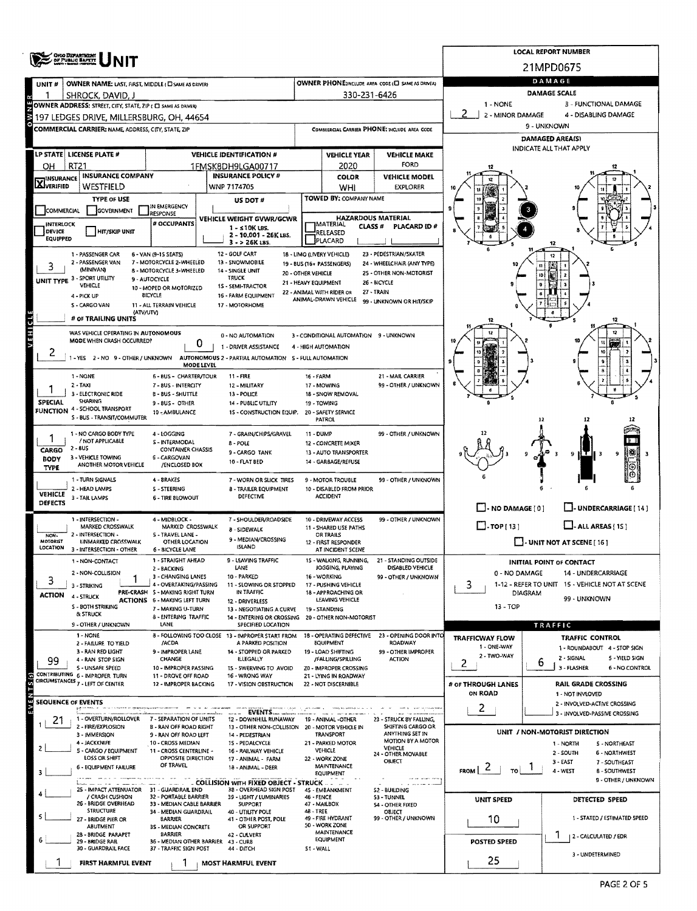# UNIT

**LOCAL REPORT NUMBER:** 21MPD0675

| Field | Value |
|---|---|
| UNIT # | 1 |
| OWNER NAME: LAST, FIRST, MIDDLE | SHROCK, DAVID, J |
| OWNER PHONE | 330-231-6426 |
| OWNER ADDRESS: STREET, CITY, STATE, ZIP | 197 LEDGES DRIVE, MILLERSBURG, OH, 44654 |
| COMMERCIAL CARRIER: NAME, ADDRESS, CITY, STATE, ZIP | |
| COMMERCIAL CARRIER PHONE | |
| LP STATE | OH |
| LICENSE PLATE # | RT21 |
| VEHICLE IDENTIFICATION # | 1FMSK8DH9LGA00717 |
| VEHICLE YEAR | 2020 |
| VEHICLE MAKE | FORD |
| INSURANCE | X VERIFIED |
| INSURANCE COMPANY | WESTFIELD |
| INSURANCE POLICY # | WNP 7174705 |
| COLOR | WHI |
| VEHICLE MODEL | EXPLORER |
| TYPE OF USE | |
| US DOT # | |
| TOWED BY: COMPANY NAME | |
| VEHICLE WEIGHT GVWR/GCWR | |
| HAZARDOUS MATERIAL | |
| UNIT TYPE | 3 |
| # OF TRAILING UNITS | |
| WAS VEHICLE OPERATING IN AUTONOMOUS MODE WHEN CRASH OCCURRED? | 2 |
| AUTONOMOUS MODE LEVEL | 0 |
| SPECIAL FUNCTION | 1 |
| CARGO BODY TYPE | 1 |
| VEHICLE DEFECTS | |
| NON-MOTORIST LOCATION | |
| ACTION | 3 |
| PRE-CRASH ACTIONS | 1 |
| CONTRIBUTING CIRCUMSTANCES | 99 |

**UNIT TYPE:** 1 - PASSENGER CAR; 2 - PASSENGER VAN (MINIVAN); 3 - SPORT UTILITY VEHICLE; 4 - PICK UP; 5 - CARGO VAN; 6 - VAN (9-15 SEATS); 7 - MOTORCYCLE 2-WHEELED; 8 - MOTORCYCLE 3-WHEELED; 9 - AUTOCYCLE; 10 - MOPED OR MOTORIZED BICYCLE; 11 - ALL TERRAIN VEHICLE (ATV/UTV); 12 - GOLF CART; 13 - SNOWMOBILE; 14 - SINGLE UNIT TRUCK; 15 - SEMI-TRACTOR; 16 - FARM EQUIPMENT; 17 - MOTORHOME; 18 - LIMO (LIVERY VEHICLE); 19 - BUS (16+ PASSENGERS); 20 - OTHER VEHICLE; 21 - HEAVY EQUIPMENT; 22 - ANIMAL WITH RIDER OR ANIMAL-DRAWN VEHICLE; 23 - PEDESTRIAN/SKATER; 24 - WHEELCHAIR (ANY TYPE); 25 - OTHER NON-MOTORIST; 26 - BICYCLE; 27 - TRAIN; 99 - UNKNOWN OR HIT/SKIP

**AUTONOMOUS:** 1 - YES 2 - NO 9 - OTHER / UNKNOWN. 0 - NO AUTOMATION; 1 - DRIVER ASSISTANCE; 2 - PARTIAL AUTOMATION; 3 - CONDITIONAL AUTOMATION; 4 - HIGH AUTOMATION; 5 - FULL AUTOMATION; 9 - UNKNOWN

**SPECIAL FUNCTION:** 1 - NONE; 2 - TAXI; 3 - ELECTRONIC RIDE SHARING; 4 - SCHOOL TRANSPORT; 5 - BUS - TRANSIT/COMMUTER; 6 - BUS - CHARTER/TOUR; 7 - BUS - INTERCITY; 8 - BUS - SHUTTLE; 9 - BUS - OTHER; 10 - AMBULANCE; 11 - FIRE; 12 - MILITARY; 13 - POLICE; 14 - PUBLIC UTILITY; 15 - CONSTRUCTION EQUIP.; 16 - FARM; 17 - MOWING; 18 - SNOW REMOVAL; 19 - TOWING; 20 - SAFETY SERVICE PATROL; 21 - MAIL CARRIER; 99 - OTHER / UNKNOWN

**CARGO BODY TYPE:** 1 - NO CARGO BODY TYPE / NOT APPLICABLE; 2 - BUS; 3 - VEHICLE TOWING ANOTHER MOTOR VEHICLE; 4 - LOGGING; 5 - INTERMODAL CONTAINER CHASSIS; 6 - CARGOVAN /ENCLOSED BOX; 7 - GRAIN/CHIPS/GRAVEL; 8 - POLE; 9 - CARGO TANK; 10 - FLAT BED; 11 - DUMP; 12 - CONCRETE MIXER; 13 - AUTO TRANSPORTER; 14 - GARBAGE/REFUSE; 99 - OTHER / UNKNOWN

**VEHICLE DEFECTS:** 1 - TURN SIGNALS; 2 - HEAD LAMPS; 3 - TAIL LAMPS; 4 - BRAKES; 5 - STEERING; 6 - TIRE BLOWOUT; 7 - WORN OR SLICK TIRES; 8 - TRAILER EQUIPMENT DEFECTIVE; 9 - MOTOR TROUBLE; 10 - DISABLED FROM PRIOR ACCIDENT; 99 - OTHER / UNKNOWN

**NON-MOTORIST LOCATION:** 1 - INTERSECTION - MARKED CROSSWALK; 2 - INTERSECTION - UNMARKED CROSSWALK; 3 - INTERSECTION - OTHER; 4 - MIDBLOCK - MARKED CROSSWALK; 5 - TRAVEL LANE - OTHER LOCATION; 6 - BICYCLE LANE; 7 - SHOULDER/ROADSIDE; 8 - SIDEWALK; 9 - MEDIAN/CROSSING ISLAND; 10 - DRIVEWAY ACCESS; 11 - SHARED USE PATHS OR TRAILS; 12 - FIRST RESPONDER AT INCIDENT SCENE; 99 - OTHER / UNKNOWN

**ACTION:** 1 - NON-CONTACT; 2 - NON-COLLISION; 3 - STRIKING; 4 - STRUCK; 5 - BOTH STRIKING & STRUCK; 9 - OTHER / UNKNOWN

**PRE-CRASH ACTIONS:** 1 - STRAIGHT AHEAD; 2 - BACKING; 3 - CHANGING LANES; 4 - OVERTAKING/PASSING; 5 - MAKING RIGHT TURN; 6 - MAKING LEFT TURN; 7 - MAKING U-TURN; 8 - ENTERING TRAFFIC LANE; 9 - LEAVING TRAFFIC LANE; 10 - PARKED; 11 - SLOWING OR STOPPED IN TRAFFIC; 12 - DRIVERLESS; 13 - NEGOTIATING A CURVE; 14 - ENTERING OR CROSSING SPECIFIED LOCATION; 15 - WALKING, RUNNING, JOGGING, PLAYING; 16 - WORKING; 17 - PUSHING VEHICLE; 18 - APPROACHING OR LEAVING VEHICLE; 19 - STANDING; 20 - OTHER NON-MOTORIST; 21 - STANDING OUTSIDE DISABLED VEHICLE; 99 - OTHER / UNKNOWN

**CONTRIBUTING CIRCUMSTANCES:** 1 - NONE; 2 - FAILURE TO YIELD; 3 - RAN RED LIGHT; 4 - RAN STOP SIGN; 5 - UNSAFE SPEED; 6 - IMPROPER TURN; 7 - LEFT OF CENTER; 8 - FOLLOWING TOO CLOSE /ACDA; 9 - IMPROPER LANE CHANGE; 10 - IMPROPER PASSING; 11 - DROVE OFF ROAD; 12 - IMPROPER BACKING; 13 - IMPROPER START FROM A PARKED POSITION; 14 - STOPPED OR PARKED ILLEGALLY; 15 - SWERVING TO AVOID; 16 - WRONG WAY; 17 - VISION OBSTRUCTION; 18 - OPERATING DEFECTIVE EQUIPMENT; 19 - LOAD SHIFTING /FALLING/SPILLING; 20 - IMPROPER CROSSING; 21 - LYING IN ROADWAY; 22 - NOT DISCERNIBLE; 23 - OPENING DOOR INTO ROADWAY; 99 - OTHER IMPROPER ACTION

## SEQUENCE OF EVENTS

| # | Event |
|---|---|
| 1 | 21 |
| 2 | |
| 3 | |
| 4 | |
| 5 | |
| 6 | |

FIRST HARMFUL EVENT: 1 — MOST HARMFUL EVENT: 1

**EVENTS:** 1 - OVERTURN/ROLLOVER; 2 - FIRE/EXPLOSION; 3 - IMMERSION; 4 - JACKKNIFE; 5 - CARGO / EQUIPMENT LOSS OR SHIFT; 6 - EQUIPMENT FAILURE; 7 - SEPARATION OF UNITS; 8 - RAN OFF ROAD RIGHT; 9 - RAN OFF ROAD LEFT; 10 - CROSS MEDIAN; 11 - CROSS CENTERLINE - OPPOSITE DIRECTION OF TRAVEL; 12 - DOWNHILL RUNAWAY; 13 - OTHER NON-COLLISION; 14 - PEDESTRIAN; 15 - PEDALCYCLE; 16 - RAILWAY VEHICLE; 17 - ANIMAL - FARM; 18 - ANIMAL - DEER; 19 - ANIMAL - OTHER; 20 - MOTOR VEHICLE IN TRANSPORT; 21 - PARKED MOTOR VEHICLE; 22 - WORK ZONE MAINTENANCE EQUIPMENT; 23 - STRUCK BY FALLING, SHIFTING CARGO OR ANYTHING SET IN MOTION BY A MOTOR VEHICLE; 24 - OTHER MOVABLE OBJECT

**COLLISION WITH FIXED OBJECT - STRUCK:** 25 - IMPACT ATTENUATOR / CRASH CUSHION; 26 - BRIDGE OVERHEAD STRUCTURE; 27 - BRIDGE PIER OR ABUTMENT; 28 - BRIDGE PARAPET; 29 - BRIDGE RAIL; 30 - GUARDRAIL FACE; 31 - GUARDRAIL END; 32 - PORTABLE BARRIER; 33 - MEDIAN CABLE BARRIER; 34 - MEDIAN GUARDRAIL BARRIER; 35 - MEDIAN CONCRETE BARRIER; 36 - MEDIAN OTHER BARRIER; 37 - TRAFFIC SIGN POST; 38 - OVERHEAD SIGN POST; 39 - LIGHT / LUMINARIES SUPPORT; 40 - UTILITY POLE; 41 - OTHER POST, POLE OR SUPPORT; 42 - CULVERT; 43 - CURB; 44 - DITCH; 45 - EMBANKMENT; 46 - FENCE; 47 - MAILBOX; 48 - TREE; 49 - FIRE HYDRANT; 50 - WORK ZONE MAINTENANCE EQUIPMENT; 51 - WALL; 52 - BUILDING; 53 - TUNNEL; 54 - OTHER FIXED OBJECT; 99 - OTHER / UNKNOWN

## DAMAGE

| Field | Value |
|---|---|
| DAMAGE SCALE | 2 |
| DAMAGED AREA(S) | 3, 4 |
| INITIAL POINT OF CONTACT | 3 |

**DAMAGE SCALE:** 1 - NONE; 2 - MINOR DAMAGE; 3 - FUNCTIONAL DAMAGE; 4 - DISABLING DAMAGE; 9 - UNKNOWN

DAMAGED AREA(S) — INDICATE ALL THAT APPLY: NO DAMAGE [0]; UNDERCARRIAGE [14]; TOP [13]; ALL AREAS [15]; UNIT NOT AT SCENE [16]

**INITIAL POINT OF CONTACT:** 0 - NO DAMAGE; 1-12 - REFER TO UNIT DIAGRAM; 13 - TOP; 14 - UNDERCARRIAGE; 15 - VEHICLE NOT AT SCENE; 99 - UNKNOWN

## TRAFFIC

| Field | Value |
|---|---|
| TRAFFICWAY FLOW | 2 |
| TRAFFIC CONTROL | 6 |
| # OF THROUGH LANES ON ROAD | 2 |
| RAIL GRADE CROSSING | |
| UNIT / NON-MOTORIST DIRECTION | FROM 2 TO 1 |
| UNIT SPEED | 10 |
| DETECTED SPEED | 1 |
| POSTED SPEED | 25 |

**TRAFFICWAY FLOW:** 1 - ONE-WAY; 2 - TWO-WAY

**TRAFFIC CONTROL:** 1 - ROUNDABOUT; 2 - SIGNAL; 3 - FLASHER; 4 - STOP SIGN; 5 - YIELD SIGN; 6 - NO CONTROL

**RAIL GRADE CROSSING:** 1 - NOT INVOLVED; 2 - INVOLVED-ACTIVE CROSSING; 3 - INVOLVED-PASSIVE CROSSING

**DIRECTION:** 1 - NORTH; 2 - SOUTH; 3 - EAST; 4 - WEST; 5 - NORTHEAST; 6 - NORTHWEST; 7 - SOUTHEAST; 8 - SOUTHWEST; 9 - OTHER / UNKNOWN

**DETECTED SPEED:** 1 - STATED / ESTIMATED SPEED; 2 - CALCULATED / EDR; 3 - UNDETERMINED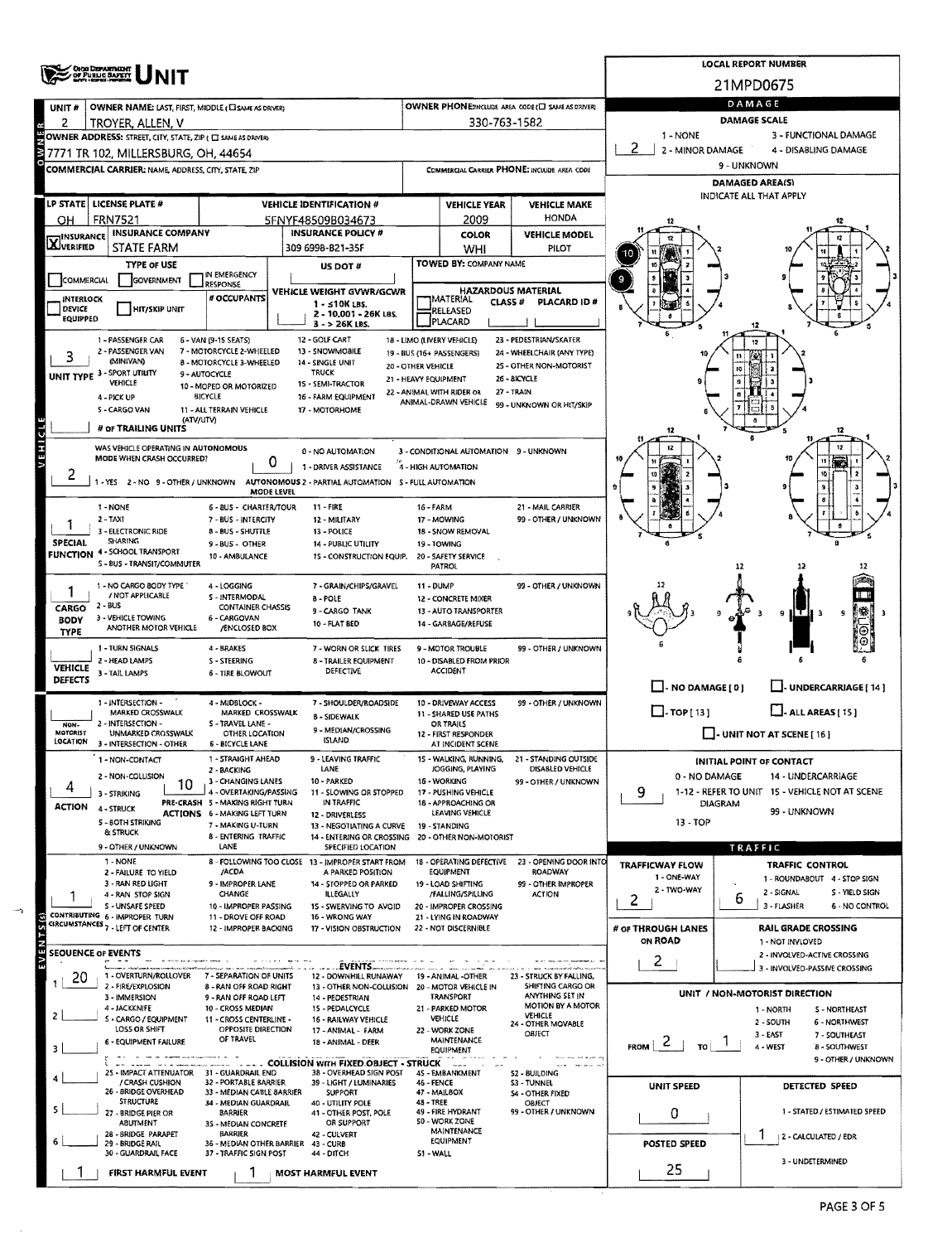# OHIO DEPARTMENT OF PUBLIC SAFETY UNIT

**LOCAL REPORT NUMBER:** 21MPD0675

## OWNER

| UNIT # | OWNER NAME: LAST, FIRST, MIDDLE (☐ SAME AS DRIVER) | OWNER PHONE: INCLUDE AREA CODE (☐ SAME AS DRIVER) |
|---|---|---|
| 2 | TROYER, ALLEN, V | 330-763-1582 |

**OWNER ADDRESS:** STREET, CITY, STATE, ZIP ( ☐ SAME AS DRIVER)
7771 TR 102, MILLERSBURG, OH, 44654

**COMMERCIAL CARRIER:** NAME, ADDRESS, CITY, STATE, ZIP — **COMMERCIAL CARRIER PHONE:** INCLUDE AREA CODE

## DAMAGE

**DAMAGE SCALE:** 2
1 - NONE; 2 - MINOR DAMAGE; 3 - FUNCTIONAL DAMAGE; 4 - DISABLING DAMAGE; 9 - UNKNOWN

**DAMAGED AREA(S)** — INDICATE ALL THAT APPLY: 9, 10

☐ - NO DAMAGE [ 0 ] ☐ - UNDERCARRIAGE [ 14 ]
☐ - TOP [ 13 ] ☐ - ALL AREAS [ 15 ]
☐ - UNIT NOT AT SCENE [ 16 ]

## VEHICLE

| LP STATE | LICENSE PLATE # | VEHICLE IDENTIFICATION # | VEHICLE YEAR | VEHICLE MAKE |
|---|---|---|---|---|
| OH | FRN7521 | 5FNYF48509B034673 | 2009 | HONDA |

| INSURANCE | INSURANCE COMPANY | INSURANCE POLICY # | COLOR | VEHICLE MODEL |
|---|---|---|---|---|
| ☒ VERIFIED | STATE FARM | 309 6998-B21-35F | WHI | PILOT |

**TYPE OF USE:** ☐ COMMERCIAL ☐ GOVERNMENT ☐ IN EMERGENCY RESPONSE
**US DOT #:**
**TOWED BY:** COMPANY NAME

☐ INTERLOCK DEVICE EQUIPPED ☐ HIT/SKIP UNIT
**# OCCUPANTS:**
**VEHICLE WEIGHT GVWR/GCWR:** 1 - ≤10K LBS.; 2 - 10,001 - 26K LBS.; 3 - > 26K LBS.
**HAZARDOUS MATERIAL:** ☐ MATERIAL RELEASED CLASS # PLACARD ID # ☐ PLACARD

**UNIT TYPE:** 3
1 - PASSENGER CAR; 2 - PASSENGER VAN (MINIVAN); 3 - SPORT UTILITY VEHICLE; 4 - PICK UP; 5 - CARGO VAN; 6 - VAN (9-15 SEATS); 7 - MOTORCYCLE 2-WHEELED; 8 - MOTORCYCLE 3-WHEELED; 9 - AUTOCYCLE; 10 - MOPED OR MOTORIZED BICYCLE; 11 - ALL TERRAIN VEHICLE (ATV/UTV); 12 - GOLF CART; 13 - SNOWMOBILE; 14 - SINGLE UNIT TRUCK; 15 - SEMI-TRACTOR; 16 - FARM EQUIPMENT; 17 - MOTORHOME; 18 - LIMO (LIVERY VEHICLE); 19 - BUS (16+ PASSENGERS); 20 - OTHER VEHICLE; 21 - HEAVY EQUIPMENT; 22 - ANIMAL WITH RIDER OR ANIMAL-DRAWN VEHICLE; 23 - PEDESTRIAN/SKATER; 24 - WHEELCHAIR (ANY TYPE); 25 - OTHER NON-MOTORIST; 26 - BICYCLE; 27 - TRAIN; 99 - UNKNOWN OR HIT/SKIP

**# OF TRAILING UNITS:**

**WAS VEHICLE OPERATING IN AUTONOMOUS MODE WHEN CRASH OCCURRED?** 2
1 - YES 2 - NO 9 - OTHER / UNKNOWN

**AUTONOMOUS MODE LEVEL:** 0
0 - NO AUTOMATION; 1 - DRIVER ASSISTANCE; 2 - PARTIAL AUTOMATION; 3 - CONDITIONAL AUTOMATION; 4 - HIGH AUTOMATION; 5 - FULL AUTOMATION; 9 - UNKNOWN

**SPECIAL FUNCTION:** 1
1 - NONE; 2 - TAXI; 3 - ELECTRONIC RIDE SHARING; 4 - SCHOOL TRANSPORT; 5 - BUS - TRANSIT/COMMUTER; 6 - BUS - CHARTER/TOUR; 7 - BUS - INTERCITY; 8 - BUS - SHUTTLE; 9 - BUS - OTHER; 10 - AMBULANCE; 11 - FIRE; 12 - MILITARY; 13 - POLICE; 14 - PUBLIC UTILITY; 15 - CONSTRUCTION EQUIP.; 16 - FARM; 17 - MOWING; 18 - SNOW REMOVAL; 19 - TOWING; 20 - SAFETY SERVICE PATROL; 21 - MAIL CARRIER; 99 - OTHER / UNKNOWN

**CARGO BODY TYPE:** 1
1 - NO CARGO BODY TYPE / NOT APPLICABLE; 2 - BUS; 3 - VEHICLE TOWING ANOTHER MOTOR VEHICLE; 4 - LOGGING; 5 - INTERMODAL CONTAINER CHASSIS; 6 - CARGOVAN /ENCLOSED BOX; 7 - GRAIN/CHIPS/GRAVEL; 8 - POLE; 9 - CARGO TANK; 10 - FLAT BED; 11 - DUMP; 12 - CONCRETE MIXER; 13 - AUTO TRANSPORTER; 14 - GARBAGE/REFUSE; 99 - OTHER / UNKNOWN

**VEHICLE DEFECTS:**
1 - TURN SIGNALS; 2 - HEAD LAMPS; 3 - TAIL LAMPS; 4 - BRAKES; 5 - STEERING; 6 - TIRE BLOWOUT; 7 - WORN OR SLICK TIRES; 8 - TRAILER EQUIPMENT DEFECTIVE; 9 - MOTOR TROUBLE; 10 - DISABLED FROM PRIOR ACCIDENT; 99 - OTHER / UNKNOWN

**NON-MOTORIST LOCATION:**
1 - INTERSECTION - MARKED CROSSWALK; 2 - INTERSECTION - UNMARKED CROSSWALK; 3 - INTERSECTION - OTHER; 4 - MIDBLOCK - MARKED CROSSWALK; 5 - TRAVEL LANE - OTHER LOCATION; 6 - BICYCLE LANE; 7 - SHOULDER/ROADSIDE; 8 - SIDEWALK; 9 - MEDIAN/CROSSING ISLAND; 10 - DRIVEWAY ACCESS; 11 - SHARED USE PATHS OR TRAILS; 12 - FIRST RESPONDER AT INCIDENT SCENE; 99 - OTHER / UNKNOWN

**ACTION:** 4 **PRE-CRASH ACTIONS:** 10
1 - NON-CONTACT; 2 - NON-COLLISION; 3 - STRIKING; 4 - STRUCK; 5 - BOTH STRIKING & STRUCK; 9 - OTHER / UNKNOWN
1 - STRAIGHT AHEAD; 2 - BACKING; 3 - CHANGING LANES; 4 - OVERTAKING/PASSING; 5 - MAKING RIGHT TURN; 6 - MAKING LEFT TURN; 7 - MAKING U-TURN; 8 - ENTERING TRAFFIC LANE; 9 - LEAVING TRAFFIC LANE; 10 - PARKED; 11 - SLOWING OR STOPPED IN TRAFFIC; 12 - DRIVERLESS; 13 - NEGOTIATING A CURVE; 14 - ENTERING OR CROSSING SPECIFIED LOCATION; 15 - WALKING, RUNNING, JOGGING, PLAYING; 16 - WORKING; 17 - PUSHING VEHICLE; 18 - APPROACHING OR LEAVING VEHICLE; 19 - STANDING; 20 - OTHER NON-MOTORIST; 21 - STANDING OUTSIDE DISABLED VEHICLE; 99 - OTHER / UNKNOWN

**CONTRIBUTING CIRCUMSTANCES:** 1
1 - NONE; 2 - FAILURE TO YIELD; 3 - RAN RED LIGHT; 4 - RAN STOP SIGN; 5 - UNSAFE SPEED; 6 - IMPROPER TURN; 7 - LEFT OF CENTER; 8 - FOLLOWING TOO CLOSE /ACDA; 9 - IMPROPER LANE CHANGE; 10 - IMPROPER PASSING; 11 - DROVE OFF ROAD; 12 - IMPROPER BACKING; 13 - IMPROPER START FROM A PARKED POSITION; 14 - STOPPED OR PARKED ILLEGALLY; 15 - SWERVING TO AVOID; 16 - WRONG WAY; 17 - VISION OBSTRUCTION; 18 - OPERATING DEFECTIVE EQUIPMENT; 19 - LOAD SHIFTING /FALLING/SPILLING; 20 - IMPROPER CROSSING; 21 - LYING IN ROADWAY; 22 - NOT DISCERNIBLE; 23 - OPENING DOOR INTO ROADWAY; 99 - OTHER IMPROPER ACTION

## INITIAL POINT OF CONTACT

**9**
0 - NO DAMAGE; 1-12 - REFER TO UNIT DIAGRAM; 13 - TOP; 14 - UNDERCARRIAGE; 15 - VEHICLE NOT AT SCENE; 99 - UNKNOWN

## TRAFFIC

**TRAFFICWAY FLOW:** 2 (1 - ONE-WAY; 2 - TWO-WAY)
**TRAFFIC CONTROL:** 6 (1 - ROUNDABOUT; 2 - SIGNAL; 3 - FLASHER; 4 - STOP SIGN; 5 - YIELD SIGN; 6 - NO CONTROL)
**# OF THROUGH LANES ON ROAD:** 2
**RAIL GRADE CROSSING:** 1 - NOT INVOLVED; 2 - INVOLVED-ACTIVE CROSSING; 3 - INVOLVED-PASSIVE CROSSING

## EVENTS

**SEQUENCE OF EVENTS**

1. 20
2. 
3. 
4. 
5. 
6. 

**EVENTS:**
1 - OVERTURN/ROLLOVER; 2 - FIRE/EXPLOSION; 3 - IMMERSION; 4 - JACKKNIFE; 5 - CARGO / EQUIPMENT LOSS OR SHIFT; 6 - EQUIPMENT FAILURE; 7 - SEPARATION OF UNITS; 8 - RAN OFF ROAD RIGHT; 9 - RAN OFF ROAD LEFT; 10 - CROSS MEDIAN; 11 - CROSS CENTERLINE - OPPOSITE DIRECTION OF TRAVEL; 12 - DOWNHILL RUNAWAY; 13 - OTHER NON-COLLISION; 14 - PEDESTRIAN; 15 - PEDALCYCLE; 16 - RAILWAY VEHICLE; 17 - ANIMAL - FARM; 18 - ANIMAL - DEER; 19 - ANIMAL -OTHER; 20 - MOTOR VEHICLE IN TRANSPORT; 21 - PARKED MOTOR VEHICLE; 22 - WORK ZONE MAINTENANCE EQUIPMENT; 23 - STRUCK BY FALLING, SHIFTING CARGO OR ANYTHING SET IN MOTION BY A MOTOR VEHICLE; 24 - OTHER MOVABLE OBJECT

**COLLISION WITH FIXED OBJECT - STRUCK:**
25 - IMPACT ATTENUATOR / CRASH CUSHION; 26 - BRIDGE OVERHEAD STRUCTURE; 27 - BRIDGE PIER OR ABUTMENT; 28 - BRIDGE PARAPET; 29 - BRIDGE RAIL; 30 - GUARDRAIL FACE; 31 - GUARDRAIL END; 32 - PORTABLE BARRIER; 33 - MEDIAN CABLE BARRIER; 34 - MEDIAN GUARDRAIL BARRIER; 35 - MEDIAN CONCRETE BARRIER; 36 - MEDIAN OTHER BARRIER; 37 - TRAFFIC SIGN POST; 38 - OVERHEAD SIGN POST; 39 - LIGHT / LUMINARIES SUPPORT; 40 - UTILITY POLE; 41 - OTHER POST, POLE OR SUPPORT; 42 - CULVERT; 43 - CURB; 44 - DITCH; 45 - EMBANKMENT; 46 - FENCE; 47 - MAILBOX; 48 - TREE; 49 - FIRE HYDRANT; 50 - WORK ZONE MAINTENANCE EQUIPMENT; 51 - WALL; 52 - BUILDING; 53 - TUNNEL; 54 - OTHER FIXED OBJECT; 99 - OTHER / UNKNOWN

**FIRST HARMFUL EVENT:** 1 **MOST HARMFUL EVENT:** 1

## UNIT / NON-MOTORIST DIRECTION

**FROM** 2 **TO** 1
1 - NORTH; 2 - SOUTH; 3 - EAST; 4 - WEST; 5 - NORTHEAST; 6 - NORTHWEST; 7 - SOUTHEAST; 8 - SOUTHWEST; 9 - OTHER / UNKNOWN

**UNIT SPEED:** 0
**POSTED SPEED:** 25
**DETECTED SPEED:** 1 (1 - STATED / ESTIMATED SPEED; 2 - CALCULATED / EDR; 3 - UNDETERMINED)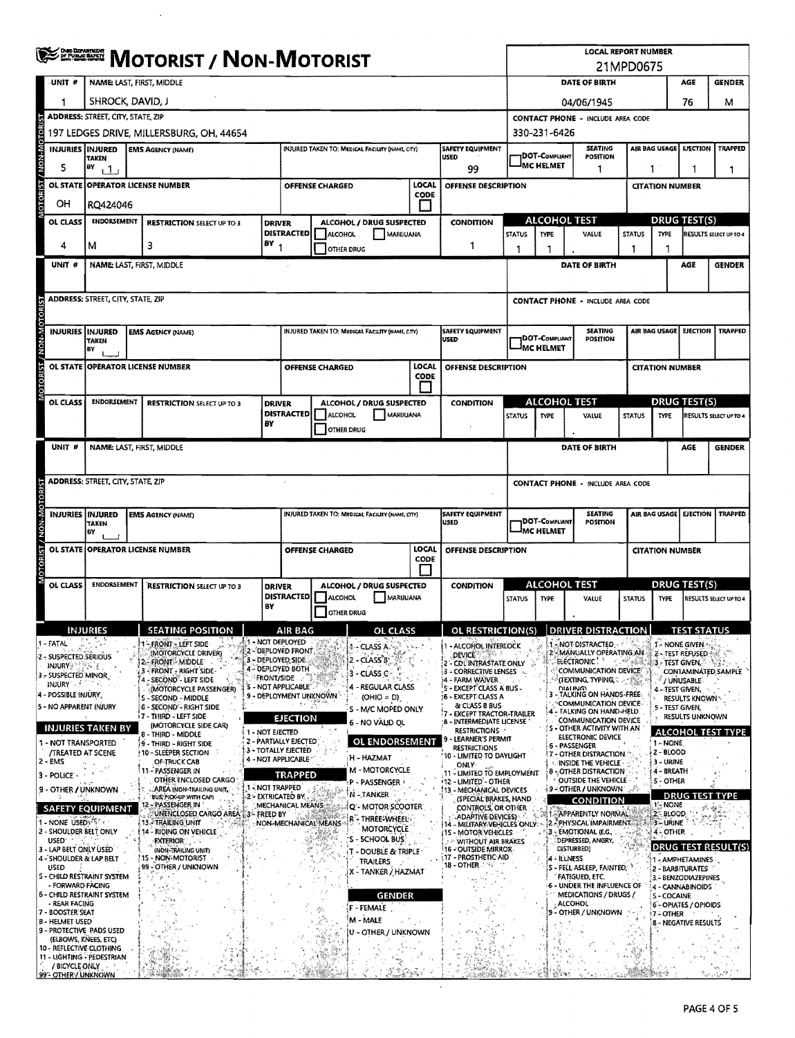# MOTORIST / NON-MOTORIST

**LOCAL REPORT NUMBER:** 21MPD0675

## Unit 1 — Motorist / Non-Motorist

| UNIT # | NAME: LAST, FIRST, MIDDLE | DATE OF BIRTH | AGE | GENDER |
|---|---|---|---|---|
| 1 | SHROCK, DAVID, J | 04/06/1945 | 76 | M |

| ADDRESS: STREET, CITY, STATE, ZIP | CONTACT PHONE - INCLUDE AREA CODE |
|---|---|
| 197 LEDGES DRIVE, MILLERSBURG, OH, 44654 | 330-231-6426 |

| INJURIES | INJURED TAKEN BY | EMS AGENCY (NAME) | INJURED TAKEN TO: MEDICAL FACILITY (NAME, CITY) | SAFETY EQUIPMENT USED | DOT-COMPLIANT MC HELMET | SEATING POSITION | AIR BAG USAGE | EJECTION | TRAPPED |
|---|---|---|---|---|---|---|---|---|---|
| 5 | 1 | | | 99 | | 1 | 1 | 1 | 1 |

| OL STATE | OPERATOR LICENSE NUMBER | OFFENSE CHARGED | LOCAL CODE | OFFENSE DESCRIPTION | CITATION NUMBER |
|---|---|---|---|---|---|
| OH | RQ424046 | | | | |

| OL CLASS | ENDORSEMENT | RESTRICTION SELECT UP TO 3 | DRIVER DISTRACTED BY | ALCOHOL / DRUG SUSPECTED | CONDITION | ALCOHOL TEST STATUS | ALCOHOL TEST TYPE | ALCOHOL TEST VALUE | DRUG TEST STATUS | DRUG TEST TYPE | DRUG TEST RESULTS SELECT UP TO 4 |
|---|---|---|---|---|---|---|---|---|---|---|---|
| 4 | M | 3 | 1 | | 1 | 1 | 1 | . | 1 | 1 | |

## Unit — Motorist / Non-Motorist

| UNIT # | NAME: LAST, FIRST, MIDDLE | DATE OF BIRTH | AGE | GENDER |
|---|---|---|---|---|
| | | | | |

| ADDRESS: STREET, CITY, STATE, ZIP | CONTACT PHONE - INCLUDE AREA CODE |
|---|---|
| | |

| INJURIES | INJURED TAKEN BY | EMS AGENCY (NAME) | INJURED TAKEN TO: MEDICAL FACILITY (NAME, CITY) | SAFETY EQUIPMENT USED | DOT-COMPLIANT MC HELMET | SEATING POSITION | AIR BAG USAGE | EJECTION | TRAPPED |
|---|---|---|---|---|---|---|---|---|---|
| | | | | | | | | | |

| OL STATE | OPERATOR LICENSE NUMBER | OFFENSE CHARGED | LOCAL CODE | OFFENSE DESCRIPTION | CITATION NUMBER |
|---|---|---|---|---|---|
| | | | | | |

| OL CLASS | ENDORSEMENT | RESTRICTION SELECT UP TO 3 | DRIVER DISTRACTED BY | ALCOHOL / DRUG SUSPECTED | CONDITION | ALCOHOL TEST STATUS | ALCOHOL TEST TYPE | ALCOHOL TEST VALUE | DRUG TEST STATUS | DRUG TEST TYPE | DRUG TEST RESULTS SELECT UP TO 4 |
|---|---|---|---|---|---|---|---|---|---|---|---|
| | | | | | | | | . | | | |

## Unit — Motorist / Non-Motorist

| UNIT # | NAME: LAST, FIRST, MIDDLE | DATE OF BIRTH | AGE | GENDER |
|---|---|---|---|---|
| | | | | |

| ADDRESS: STREET, CITY, STATE, ZIP | CONTACT PHONE - INCLUDE AREA CODE |
|---|---|
| | |

| INJURIES | INJURED TAKEN BY | EMS AGENCY (NAME) | INJURED TAKEN TO: MEDICAL FACILITY (NAME, CITY) | SAFETY EQUIPMENT USED | DOT-COMPLIANT MC HELMET | SEATING POSITION | AIR BAG USAGE | EJECTION | TRAPPED |
|---|---|---|---|---|---|---|---|---|---|
| | | | | | | | | | |

| OL STATE | OPERATOR LICENSE NUMBER | OFFENSE CHARGED | LOCAL CODE | OFFENSE DESCRIPTION | CITATION NUMBER |
|---|---|---|---|---|---|
| | | | | | |

| OL CLASS | ENDORSEMENT | RESTRICTION SELECT UP TO 3 | DRIVER DISTRACTED BY | ALCOHOL / DRUG SUSPECTED | CONDITION | ALCOHOL TEST STATUS | ALCOHOL TEST TYPE | ALCOHOL TEST VALUE | DRUG TEST STATUS | DRUG TEST TYPE | DRUG TEST RESULTS SELECT UP TO 4 |
|---|---|---|---|---|---|---|---|---|---|---|---|
| | | | | | | | | . | | | |

## Codes

### INJURIES
1 - FATAL
2 - SUSPECTED SERIOUS INJURY
3 - SUSPECTED MINOR INJURY
4 - POSSIBLE INJURY
5 - NO APPARENT INJURY

### INJURIES TAKEN BY
1 - NOT TRANSPORTED /TREATED AT SCENE
2 - EMS
3 - POLICE
9 - OTHER / UNKNOWN

### SAFETY EQUIPMENT
1 - NONE USED
2 - SHOULDER BELT ONLY USED
3 - LAP BELT ONLY USED
4 - SHOULDER & LAP BELT USED
5 - CHILD RESTRAINT SYSTEM - FORWARD FACING
6 - CHILD RESTRAINT SYSTEM - REAR FACING
7 - BOOSTER SEAT
8 - HELMET USED
9 - PROTECTIVE PADS USED (ELBOWS, KNEES, ETC)
10 - REFLECTIVE CLOTHING
11 - LIGHTING - PEDESTRIAN / BICYCLE ONLY
99 - OTHER / UNKNOWN

### SEATING POSITION
1 - FRONT - LEFT SIDE (MOTORCYCLE DRIVER)
2 - FRONT - MIDDLE
3 - FRONT - RIGHT SIDE
4 - SECOND - LEFT SIDE (MOTORCYCLE PASSENGER)
5 - SECOND - MIDDLE
6 - SECOND - RIGHT SIDE
7 - THIRD - LEFT SIDE (MOTORCYCLE SIDE CAR)
8 - THIRD - MIDDLE
9 - THIRD - RIGHT SIDE
10 - SLEEPER SECTION OF TRUCK CAB
11 - PASSENGER IN OTHER ENCLOSED CARGO AREA (NON-TRAILING UNIT, BUS, PICK-UP WITH CAP)
12 - PASSENGER IN UNENCLOSED CARGO AREA
13 - TRAILING UNIT
14 - RIDING ON VEHICLE EXTERIOR (NON-TRAILING UNIT)
15 - NON-MOTORIST
99 - OTHER / UNKNOWN

### AIR BAG
1 - NOT DEPLOYED
2 - DEPLOYED FRONT
3 - DEPLOYED SIDE
4 - DEPLOYED BOTH FRONT/SIDE
5 - NOT APPLICABLE
9 - DEPLOYMENT UNKNOWN

### EJECTION
1 - NOT EJECTED
2 - PARTIALLY EJECTED
3 - TOTALLY EJECTED
4 - NOT APPLICABLE

### TRAPPED
1 - NOT TRAPPED
2 - EXTRICATED BY MECHANICAL MEANS
3 - FREED BY NON-MECHANICAL MEANS

### OL CLASS
1 - CLASS A
2 - CLASS B
3 - CLASS C
4 - REGULAR CLASS (OHIO = D)
5 - M/C MOPED ONLY
6 - NO VALID OL

### OL ENDORSEMENT
H - HAZMAT
M - MOTORCYCLE
P - PASSENGER
N - TANKER
Q - MOTOR SCOOTER
R - THREE-WHEEL MOTORCYCLE
S - SCHOOL BUS
T - DOUBLE & TRIPLE TRAILERS
X - TANKER / HAZMAT

### GENDER
F - FEMALE
M - MALE
U - OTHER / UNKNOWN

### OL RESTRICTION(S)
1 - ALCOHOL INTERLOCK DEVICE
2 - CDL INTRASTATE ONLY
3 - CORRECTIVE LENSES
4 - FARM WAIVER
5 - EXCEPT CLASS A BUS
6 - EXCEPT CLASS A & CLASS B BUS
7 - EXCEPT TRACTOR-TRAILER
8 - INTERMEDIATE LICENSE RESTRICTIONS
9 - LEARNER'S PERMIT RESTRICTIONS
10 - LIMITED TO DAYLIGHT ONLY
11 - LIMITED TO EMPLOYMENT
12 - LIMITED - OTHER
13 - MECHANICAL DEVICES (SPECIAL BRAKES, HAND CONTROLS, OR OTHER ADAPTIVE DEVICES)
14 - MILITARY VEHICLES ONLY
15 - MOTOR VEHICLES WITHOUT AIR BRAKES
16 - OUTSIDE MIRROR
17 - PROSTHETIC AID
18 - OTHER

### DRIVER DISTRACTION
1 - NOT DISTRACTED
2 - MANUALLY OPERATING AN ELECTRONIC COMMUNICATION DEVICE (TEXTING, TYPING, DIALING)
3 - TALKING ON HANDS-FREE COMMUNICATION DEVICE
4 - TALKING ON HAND-HELD COMMUNICATION DEVICE
5 - OTHER ACTIVITY WITH AN ELECTRONIC DEVICE
6 - PASSENGER
7 - OTHER DISTRACTION INSIDE THE VEHICLE
8 - OTHER DISTRACTION OUTSIDE THE VEHICLE
9 - OTHER / UNKNOWN

### CONDITION
1 - APPARENTLY NORMAL
2 - PHYSICAL IMPAIRMENT
3 - EMOTIONAL (E.G., DEPRESSED, ANGRY, DISTURBED)
4 - ILLNESS
5 - FELL ASLEEP, FAINTED, FATIGUED, ETC.
6 - UNDER THE INFLUENCE OF MEDICATIONS / DRUGS / ALCOHOL
9 - OTHER / UNKNOWN

### TEST STATUS
1 - NONE GIVEN
2 - TEST REFUSED
3 - TEST GIVEN, CONTAMINATED SAMPLE / UNUSABLE
4 - TEST GIVEN, RESULTS KNOWN
5 - TEST GIVEN, RESULTS UNKNOWN

### ALCOHOL TEST TYPE
1 - NONE
2 - BLOOD
3 - URINE
4 - BREATH
5 - OTHER

### DRUG TEST TYPE
1 - NONE
2 - BLOOD
3 - URINE
4 - OTHER

### DRUG TEST RESULT(S)
1 - AMPHETAMINES
2 - BARBITURATES
3 - BENZODIAZEPINES
4 - CANNABINOIDS
5 - COCAINE
6 - OPIATES / OPIOIDS
7 - OTHER
8 - NEGATIVE RESULTS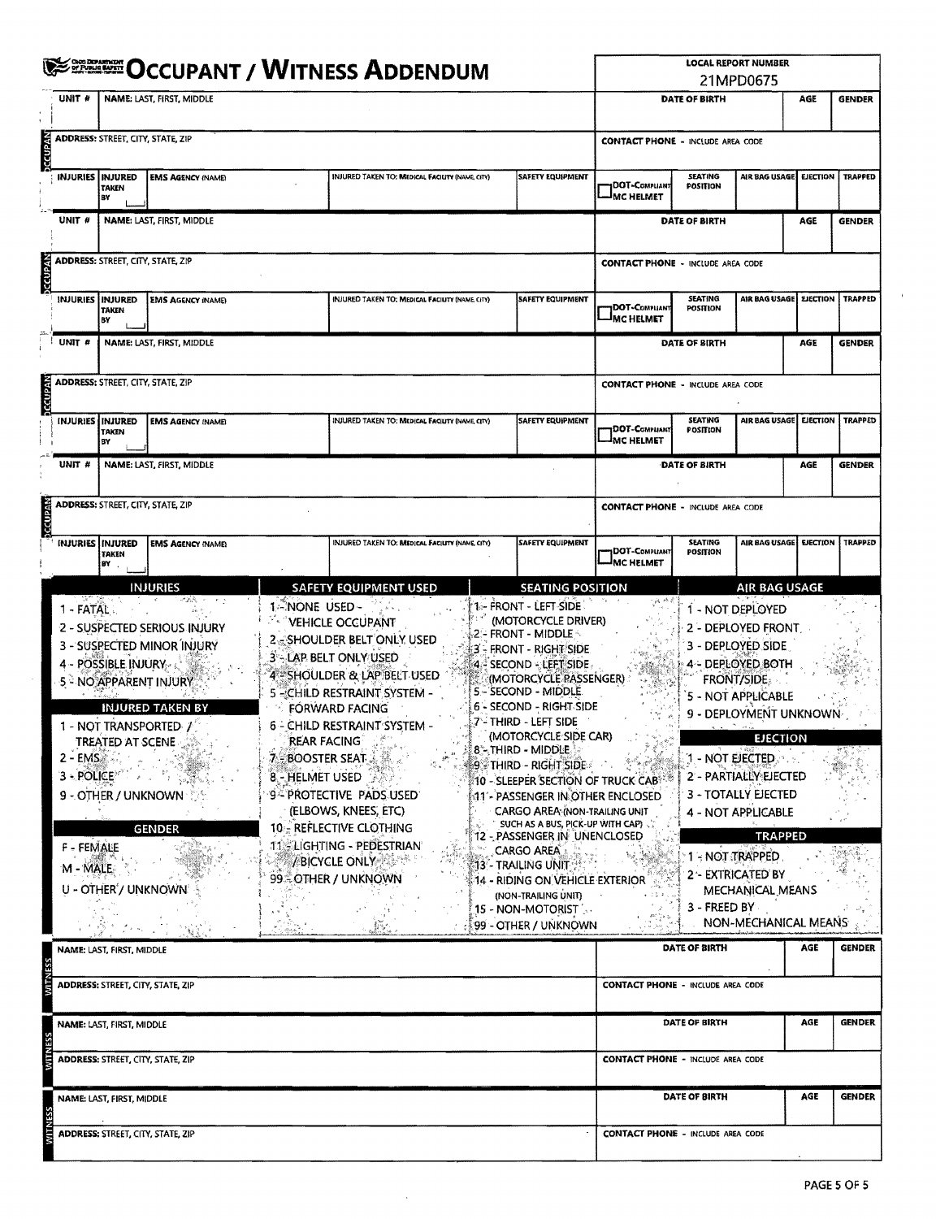# OCCUPANT / WITNESS ADDENDUM

**LOCAL REPORT NUMBER**
21MPD0675

## OCCUPANT

| UNIT # | NAME: LAST, FIRST, MIDDLE | DATE OF BIRTH | AGE | GENDER |
|---|---|---|---|---|
| | | | | |

| ADDRESS: STREET, CITY, STATE, ZIP | CONTACT PHONE - INCLUDE AREA CODE |
|---|---|
| | |

| INJURIES | INJURED TAKEN BY | EMS AGENCY (NAME) | INJURED TAKEN TO: MEDICAL FACILITY (NAME, CITY) | SAFETY EQUIPMENT | DOT-COMPLIANT MC HELMET | SEATING POSITION | AIR BAG USAGE | EJECTION | TRAPPED |
|---|---|---|---|---|---|---|---|---|---|
| | | | | | | | | | |

## OCCUPANT

| UNIT # | NAME: LAST, FIRST, MIDDLE | DATE OF BIRTH | AGE | GENDER |
|---|---|---|---|---|
| | | | | |

| ADDRESS: STREET, CITY, STATE, ZIP | CONTACT PHONE - INCLUDE AREA CODE |
|---|---|
| | |

| INJURIES | INJURED TAKEN BY | EMS AGENCY (NAME) | INJURED TAKEN TO: MEDICAL FACILITY (NAME, CITY) | SAFETY EQUIPMENT | DOT-COMPLIANT MC HELMET | SEATING POSITION | AIR BAG USAGE | EJECTION | TRAPPED |
|---|---|---|---|---|---|---|---|---|---|
| | | | | | | | | | |

## OCCUPANT

| UNIT # | NAME: LAST, FIRST, MIDDLE | DATE OF BIRTH | AGE | GENDER |
|---|---|---|---|---|
| | | | | |

| ADDRESS: STREET, CITY, STATE, ZIP | CONTACT PHONE - INCLUDE AREA CODE |
|---|---|
| | |

| INJURIES | INJURED TAKEN BY | EMS AGENCY (NAME) | INJURED TAKEN TO: MEDICAL FACILITY (NAME, CITY) | SAFETY EQUIPMENT | DOT-COMPLIANT MC HELMET | SEATING POSITION | AIR BAG USAGE | EJECTION | TRAPPED |
|---|---|---|---|---|---|---|---|---|---|
| | | | | | | | | | |

## OCCUPANT

| UNIT # | NAME: LAST, FIRST, MIDDLE | DATE OF BIRTH | AGE | GENDER |
|---|---|---|---|---|
| | | | | |

| ADDRESS: STREET, CITY, STATE, ZIP | CONTACT PHONE - INCLUDE AREA CODE |
|---|---|
| | |

| INJURIES | INJURED TAKEN BY | EMS AGENCY (NAME) | INJURED TAKEN TO: MEDICAL FACILITY (NAME, CITY) | SAFETY EQUIPMENT | DOT-COMPLIANT MC HELMET | SEATING POSITION | AIR BAG USAGE | EJECTION | TRAPPED |
|---|---|---|---|---|---|---|---|---|---|
| | | | | | | | | | |

### INJURIES
1 - FATAL
2 - SUSPECTED SERIOUS INJURY
3 - SUSPECTED MINOR INJURY
4 - POSSIBLE INJURY
5 - NO APPARENT INJURY

### INJURED TAKEN BY
1 - NOT TRANSPORTED / TREATED AT SCENE
2 - EMS
3 - POLICE
9 - OTHER / UNKNOWN

### GENDER
F - FEMALE
M - MALE
U - OTHER / UNKNOWN

### SAFETY EQUIPMENT USED
1 - NONE USED - VEHICLE OCCUPANT
2 - SHOULDER BELT ONLY USED
3 - LAP BELT ONLY USED
4 - SHOULDER & LAP BELT USED
5 - CHILD RESTRAINT SYSTEM - FORWARD FACING
6 - CHILD RESTRAINT SYSTEM - REAR FACING
7 - BOOSTER SEAT
8 - HELMET USED
9 - PROTECTIVE PADS USED (ELBOWS, KNEES, ETC)
10 - REFLECTIVE CLOTHING
11 - LIGHTING - PEDESTRIAN / BICYCLE ONLY
99 - OTHER / UNKNOWN

### SEATING POSITION
1 - FRONT - LEFT SIDE (MOTORCYCLE DRIVER)
2 - FRONT - MIDDLE
3 - FRONT - RIGHT SIDE
4 - SECOND - LEFT SIDE (MOTORCYCLE PASSENGER)
5 - SECOND - MIDDLE
6 - SECOND - RIGHT SIDE
7 - THIRD - LEFT SIDE (MOTORCYCLE SIDE CAR)
8 - THIRD - MIDDLE
9 - THIRD - RIGHT SIDE
10 - SLEEPER SECTION OF TRUCK CAB
11 - PASSENGER IN OTHER ENCLOSED CARGO AREA (NON-TRAILING UNIT SUCH AS A BUS, PICK-UP WITH CAP)
12 - PASSENGER IN UNENCLOSED CARGO AREA
13 - TRAILING UNIT
14 - RIDING ON VEHICLE EXTERIOR (NON-TRAILING UNIT)
15 - NON-MOTORIST
99 - OTHER / UNKNOWN

### AIR BAG USAGE
1 - NOT DEPLOYED
2 - DEPLOYED FRONT
3 - DEPLOYED SIDE
4 - DEPLOYED BOTH FRONT/SIDE
5 - NOT APPLICABLE
9 - DEPLOYMENT UNKNOWN

### EJECTION
1 - NOT EJECTED
2 - PARTIALLY EJECTED
3 - TOTALLY EJECTED
4 - NOT APPLICABLE

### TRAPPED
1 - NOT TRAPPED
2 - EXTRICATED BY MECHANICAL MEANS
3 - FREED BY NON-MECHANICAL MEANS

## WITNESS

| NAME: LAST, FIRST, MIDDLE | DATE OF BIRTH | AGE | GENDER |
|---|---|---|---|
| | | | |

| ADDRESS: STREET, CITY, STATE, ZIP | CONTACT PHONE - INCLUDE AREA CODE |
|---|---|
| | |

## WITNESS

| NAME: LAST, FIRST, MIDDLE | DATE OF BIRTH | AGE | GENDER |
|---|---|---|---|
| | | | |

| ADDRESS: STREET, CITY, STATE, ZIP | CONTACT PHONE - INCLUDE AREA CODE |
|---|---|
| | |

## WITNESS

| NAME: LAST, FIRST, MIDDLE | DATE OF BIRTH | AGE | GENDER |
|---|---|---|---|
| | | | |

| ADDRESS: STREET, CITY, STATE, ZIP | CONTACT PHONE - INCLUDE AREA CODE |
|---|---|
| | |